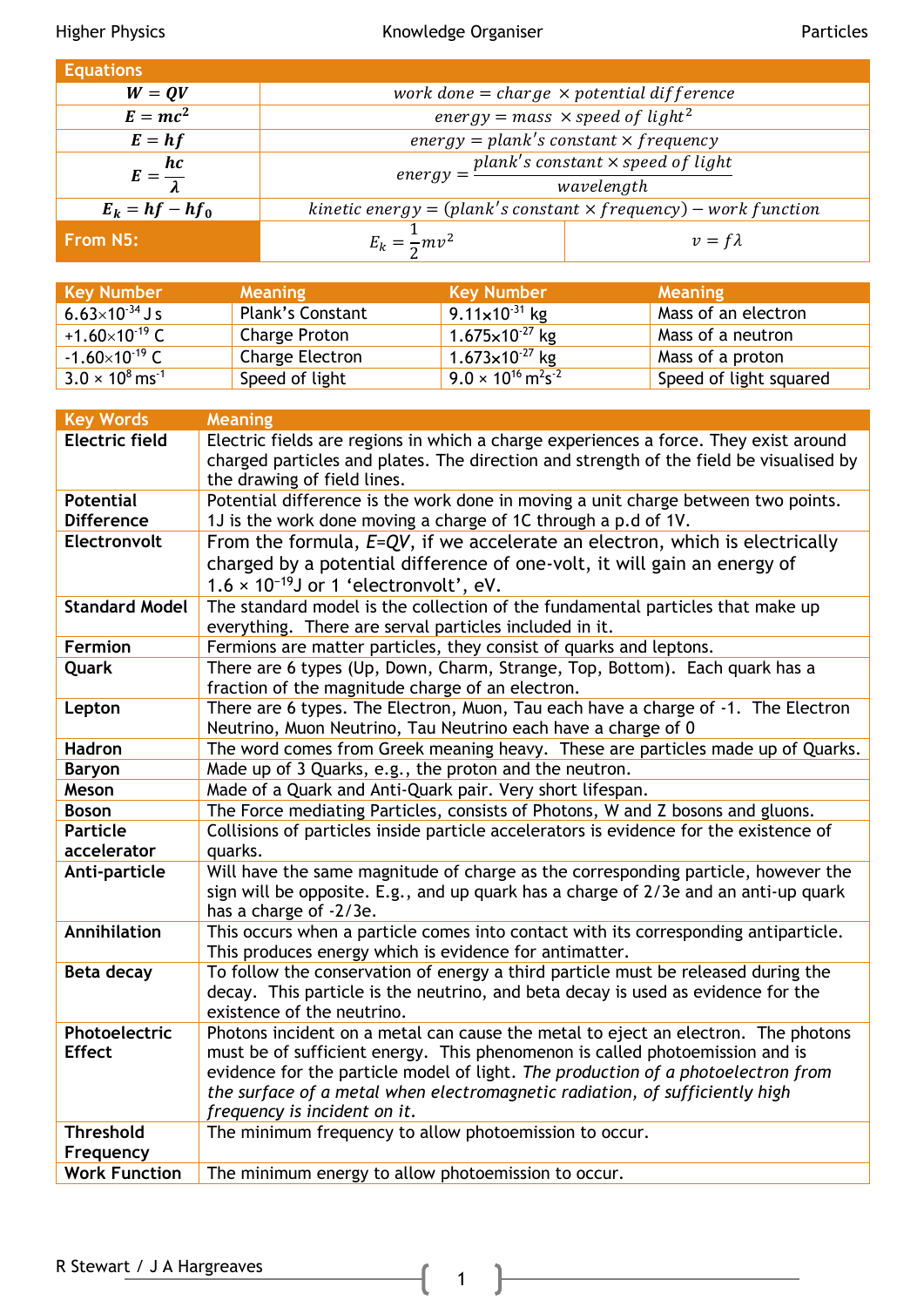# Higher Physics — Knowledge Organiser — Particles

| Equations | |
|---|---|
| $W = QV$ | $work\ done = charge \times potential\ difference$ |
| $E = mc^2$ | $energy = mass \times speed\ of\ light^2$ |
| $E = hf$ | $energy = plank's\ constant \times frequency$ |
| $E = \frac{hc}{\lambda}$ | $energy = \frac{plank's\ constant \times speed\ of\ light}{wavelength}$ |
| $E_k = hf - hf_0$ | $kinetic\ energy = (plank's\ constant \times frequency) - work\ function$ |
| **From N5:** | $E_k = \frac{1}{2}mv^2$ &nbsp;&nbsp;&nbsp; $v = f\lambda$ |

| Key Number | Meaning | Key Number | Meaning |
|---|---|---|---|
| $6.63\times10^{-34}$ J s | Plank's Constant | $9.11\times10^{-31}$ kg | Mass of an electron |
| $+1.60\times10^{-19}$ C | Charge Proton | $1.675\times10^{-27}$ kg | Mass of a neutron |
| $-1.60\times10^{-19}$ C | Charge Electron | $1.673\times10^{-27}$ kg | Mass of a proton |
| $3.0 \times 10^{8}$ ms$^{-1}$ | Speed of light | $9.0 \times 10^{16}$ m$^2$s$^{-2}$ | Speed of light squared |

| Key Words | Meaning |
|---|---|
| **Electric field** | Electric fields are regions in which a charge experiences a force. They exist around charged particles and plates. The direction and strength of the field be visualised by the drawing of field lines. |
| **Potential Difference** | Potential difference is the work done in moving a unit charge between two points. 1J is the work done moving a charge of 1C through a p.d of 1V. |
| **Electronvolt** | From the formula, *E=QV*, if we accelerate an electron, which is electrically charged by a potential difference of one-volt, it will gain an energy of $1.6 \times 10^{-19}$J or 1 'electronvolt', eV. |
| **Standard Model** | The standard model is the collection of the fundamental particles that make up everything. There are serval particles included in it. |
| **Fermion** | Fermions are matter particles, they consist of quarks and leptons. |
| **Quark** | There are 6 types (Up, Down, Charm, Strange, Top, Bottom). Each quark has a fraction of the magnitude charge of an electron. |
| **Lepton** | There are 6 types. The Electron, Muon, Tau each have a charge of -1. The Electron Neutrino, Muon Neutrino, Tau Neutrino each have a charge of 0 |
| **Hadron** | The word comes from Greek meaning heavy. These are particles made up of Quarks. |
| **Baryon** | Made up of 3 Quarks, e.g., the proton and the neutron. |
| **Meson** | Made of a Quark and Anti-Quark pair. Very short lifespan. |
| **Boson** | The Force mediating Particles, consists of Photons, W and Z bosons and gluons. |
| **Particle accelerator** | Collisions of particles inside particle accelerators is evidence for the existence of quarks. |
| **Anti-particle** | Will have the same magnitude of charge as the corresponding particle, however the sign will be opposite. E.g., and up quark has a charge of 2/3e and an anti-up quark has a charge of -2/3e. |
| **Annihilation** | This occurs when a particle comes into contact with its corresponding antiparticle. This produces energy which is evidence for antimatter. |
| **Beta decay** | To follow the conservation of energy a third particle must be released during the decay. This particle is the neutrino, and beta decay is used as evidence for the existence of the neutrino. |
| **Photoelectric Effect** | Photons incident on a metal can cause the metal to eject an electron. The photons must be of sufficient energy. This phenomenon is called photoemission and is evidence for the particle model of light. *The production of a photoelectron from the surface of a metal when electromagnetic radiation, of sufficiently high frequency is incident on it.* |
| **Threshold Frequency** | The minimum frequency to allow photoemission to occur. |
| **Work Function** | The minimum energy to allow photoemission to occur. |

R Stewart / J A Hargreaves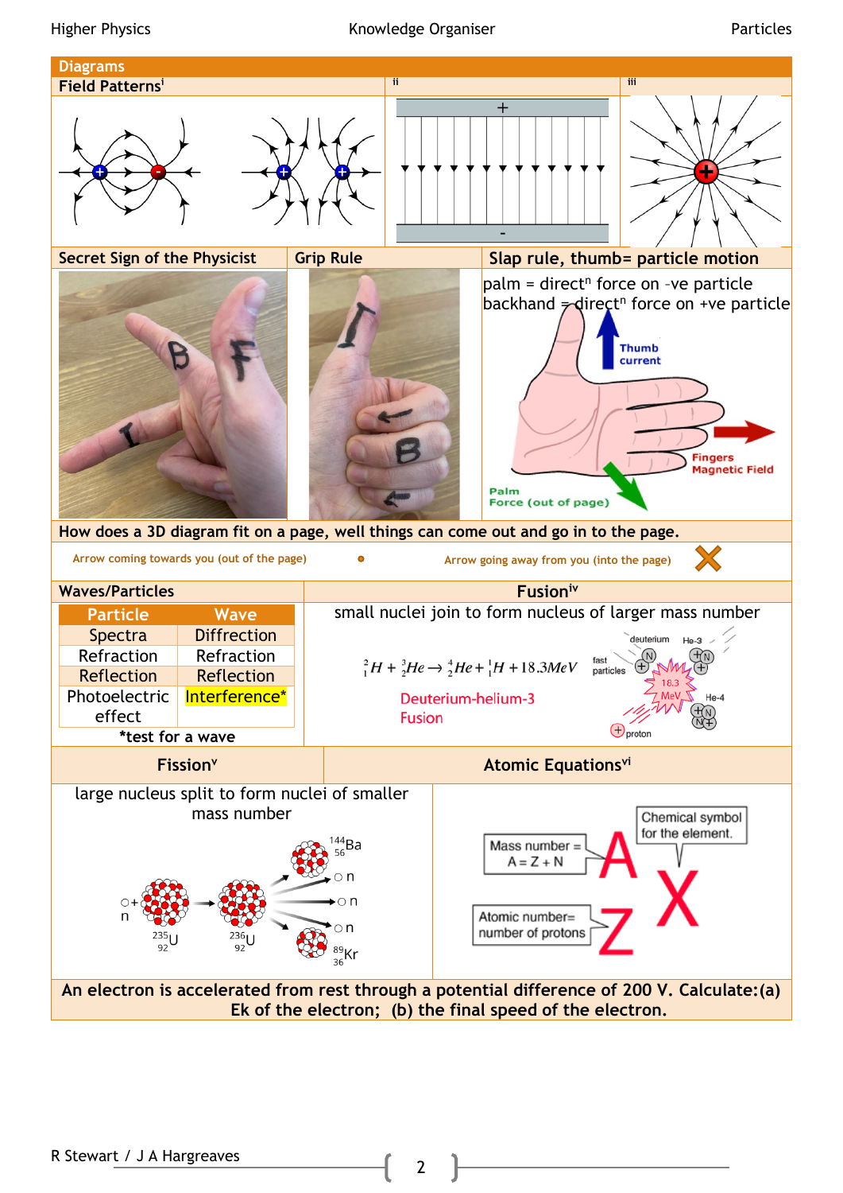## Diagrams

### Field Patterns[i]

ii

iii

+

-

### Secret Sign of the Physicist

### Grip Rule

### Slap rule, thumb= particle motion

palm = direct$^n$ force on -ve particle
backhand = direct$^n$ force on +ve particle

Thumb current

Fingers Magnetic Field

Palm Force (out of page)

**How does a 3D diagram fit on a page, well things can come out and go in to the page.**

Arrow coming towards you (out of the page) •

Arrow going away from you (into the page) ✕

### Waves/Particles

| Particle | Wave |
|---|---|
| Spectra | Diffraction |
| Refraction | Refraction |
| Reflection | Reflection |
| Photoelectric effect | Interference* |

*test for a wave

### Fusion[iv]

small nuclei join to form nucleus of larger mass number

$${}^{2}_{1}H + {}^{3}_{2}He \rightarrow {}^{4}_{2}He + {}^{1}_{1}H + 18.3MeV$$

Deuterium-helium-3 Fusion

deuterium, He-3, fast particles, 18.3 MeV, He-4, proton

### Fission[v]

large nucleus split to form nuclei of smaller mass number

n + ${}^{235}_{92}U$ → ${}^{236}_{92}U$ → ${}^{144}_{56}Ba$ + n + n + n + ${}^{89}_{36}Kr$

### Atomic Equations[vi]

Mass number = $A = Z + N$

Atomic number= number of protons

Chemical symbol for the element.

$${}^{A}_{Z}X$$

**An electron is accelerated from rest through a potential difference of 200 V. Calculate:(a) Ek of the electron; (b) the final speed of the electron.**

R Stewart / J A Hargreaves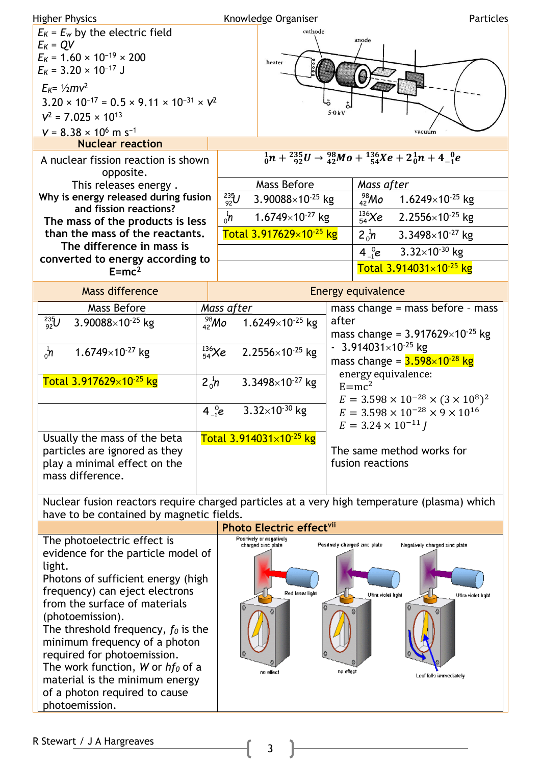$E_K = E_W$ by the electric field

$E_K = QV$

$E_K = 1.60 \times 10^{-19} \times 200$

$E_K = 3.20 \times 10^{-17}$ J

$E_K = ½mv^2$

$3.20 \times 10^{-17} = 0.5 \times 9.11 \times 10^{-31} \times v^2$

$v^2 = 7.025 \times 10^{13}$

$v = 8.38 \times 10^6$ m s$^{-1}$

cathode, anode, heater, 5·0 kV, vacuum

## Nuclear reaction

A nuclear fission reaction is shown opposite.

This releases energy .

**Why is energy released during fusion and fission reactions?**

**The mass of the products is less than the mass of the reactants. The difference in mass is converted to energy according to E=mc²**

$${}^{1}_{0}n + {}^{235}_{92}U \rightarrow {}^{98}_{42}Mo + {}^{136}_{54}Xe + 2{}^{1}_{0}n + 4{}^{0}_{-1}e$$

| Mass Before | | Mass after | |
|---|---|---|---|
| ${}^{235}_{92}U$ | $3.90088\times10^{-25}$ kg | ${}^{98}_{42}Mo$ | $1.6249\times10^{-25}$ kg |
| ${}^{1}_{0}n$ | $1.6749\times10^{-27}$ kg | ${}^{136}_{54}Xe$ | $2.2556\times10^{-25}$ kg |
| Total $3.917629\times10^{-25}$ kg | | $2\,{}^{1}_{0}n$ | $3.3498\times10^{-27}$ kg |
| | | $4\,{}^{0}_{-1}e$ | $3.32\times10^{-30}$ kg |
| | | Total $3.914031\times10^{-25}$ kg | |

## Mass difference

| Mass Before | | Mass after | |
|---|---|---|---|
| ${}^{235}_{92}U$ | $3.90088\times10^{-25}$ kg | ${}^{98}_{42}Mo$ | $1.6249\times10^{-25}$ kg |
| ${}^{1}_{0}n$ | $1.6749\times10^{-27}$ kg | ${}^{136}_{54}Xe$ | $2.2556\times10^{-25}$ kg |
| Total $3.917629\times10^{-25}$ kg | | $2\,{}^{1}_{0}n$ | $3.3498\times10^{-27}$ kg |
| | | $4\,{}^{0}_{-1}e$ | $3.32\times10^{-30}$ kg |
| Usually the mass of the beta particles are ignored as they play a minimal effect on the mass difference. | | Total $3.914031\times10^{-25}$ kg | |

## Energy equivalence

mass change = mass before - mass after

mass change = $3.917629\times10^{-25}$ kg - $3.914031\times10^{-25}$ kg

mass change = $3.598\times10^{-28}$ kg

energy equivalence:

$E=mc^2$

$E = 3.598 \times 10^{-28} \times (3 \times 10^8)^2$

$E = 3.598 \times 10^{-28} \times 9 \times 10^{16}$

$E = 3.24 \times 10^{-11}\ J$

The same method works for fusion reactions

Nuclear fusion reactors require charged particles at a very high temperature (plasma) which have to be contained by magnetic fields.

## Photo Electric effect[vii]

The photoelectric effect is evidence for the particle model of light.

Photons of sufficient energy (high frequency) can eject electrons from the surface of materials (photoemission).

The threshold frequency, $f_0$ is the minimum frequency of a photon required for photoemission.

The work function, $W$ or $hf_0$ of a material is the minimum energy of a photon required to cause photoemission.

Positively or negatively charged zinc plate — Red laser light — no effect

Positively charged zinc plate — Ultra violet light — no effect

Negatively charged zinc plate — Ultra violet light — Leaf falls immediately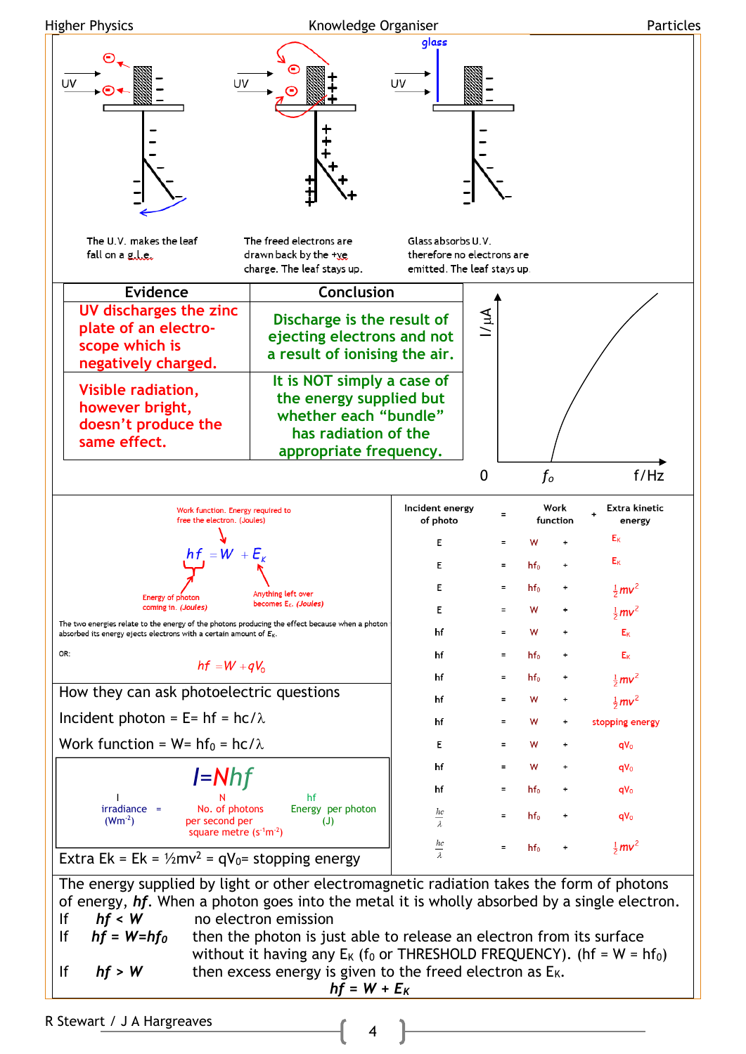The U.V. makes the leaf fall on a g.l.e.

The freed electrons are drawn back by the +ve charge. The leaf stays up.

Glass absorbs U.V. therefore no electrons are emitted. The leaf stays up.

| Evidence | Conclusion |
|---|---|
| UV discharges the zinc plate of an electroscope which is negatively charged. | Discharge is the result of ejecting electrons and not a result of ionising the air. |
| Visible radiation, however bright, doesn't produce the same effect. | It is NOT simply a case of the energy supplied but whether each "bundle" has radiation of the appropriate frequency. |

I/μA vs f/Hz, threshold at $f_o$

$$hf = W + E_K$$

- Work function. Energy required to free the electron. (Joules)
- Energy of photon coming in. (Joules)
- Anything left over becomes $E_K$. (Joules)

The two energies relate to the energy of the photons producing the effect because when a photon absorbed its energy ejects electrons with a certain amount of $E_K$.

OR:

$$hf = W + qV_0$$

How they can ask photoelectric questions

Incident photon = E= hf = hc/λ

Work function = W= $hf_0$ = hc/λ

$$I = Nhf$$

I irradiance (Wm$^{-2}$) = N No. of photons per second per square metre (s$^{-1}$m$^{-2}$) × hf Energy per photon (J)

Extra Ek = Ek = ½mv$^2$ = $qV_0$= stopping energy

| Incident energy of photo | = | Work function | + | Extra kinetic energy |
|---|---|---|---|---|
| E | = | W | + | $E_K$ |
| E | = | $hf_0$ | + | $E_K$ |
| E | = | $hf_0$ | + | $\frac{1}{2}mv^2$ |
| E | = | W | + | $\frac{1}{2}mv^2$ |
| hf | = | W | + | $E_K$ |
| hf | = | $hf_0$ | + | $E_K$ |
| hf | = | $hf_0$ | + | $\frac{1}{2}mv^2$ |
| hf | = | W | + | $\frac{1}{2}mv^2$ |
| hf | = | W | + | stopping energy |
| E | = | W | + | $qV_0$ |
| hf | = | W | + | $qV_0$ |
| hf | = | $hf_0$ | + | $qV_0$ |
| $\frac{hc}{\lambda}$ | = | $hf_0$ | + | $qV_0$ |
| $\frac{hc}{\lambda}$ | = | $hf_0$ | + | $\frac{1}{2}mv^2$ |

The energy supplied by light or other electromagnetic radiation takes the form of photons of energy, ***hf***. When a photon goes into the metal it is wholly absorbed by a single electron.

- If ***hf < W*** no electron emission
- If ***hf = W=hf₀*** then the photon is just able to release an electron from its surface without it having any $E_K$ ($f_0$ or THRESHOLD FREQUENCY). (hf = W = $hf_0$)
- If ***hf > W*** then excess energy is given to the freed electron as $E_K$.

$$hf = W + E_K$$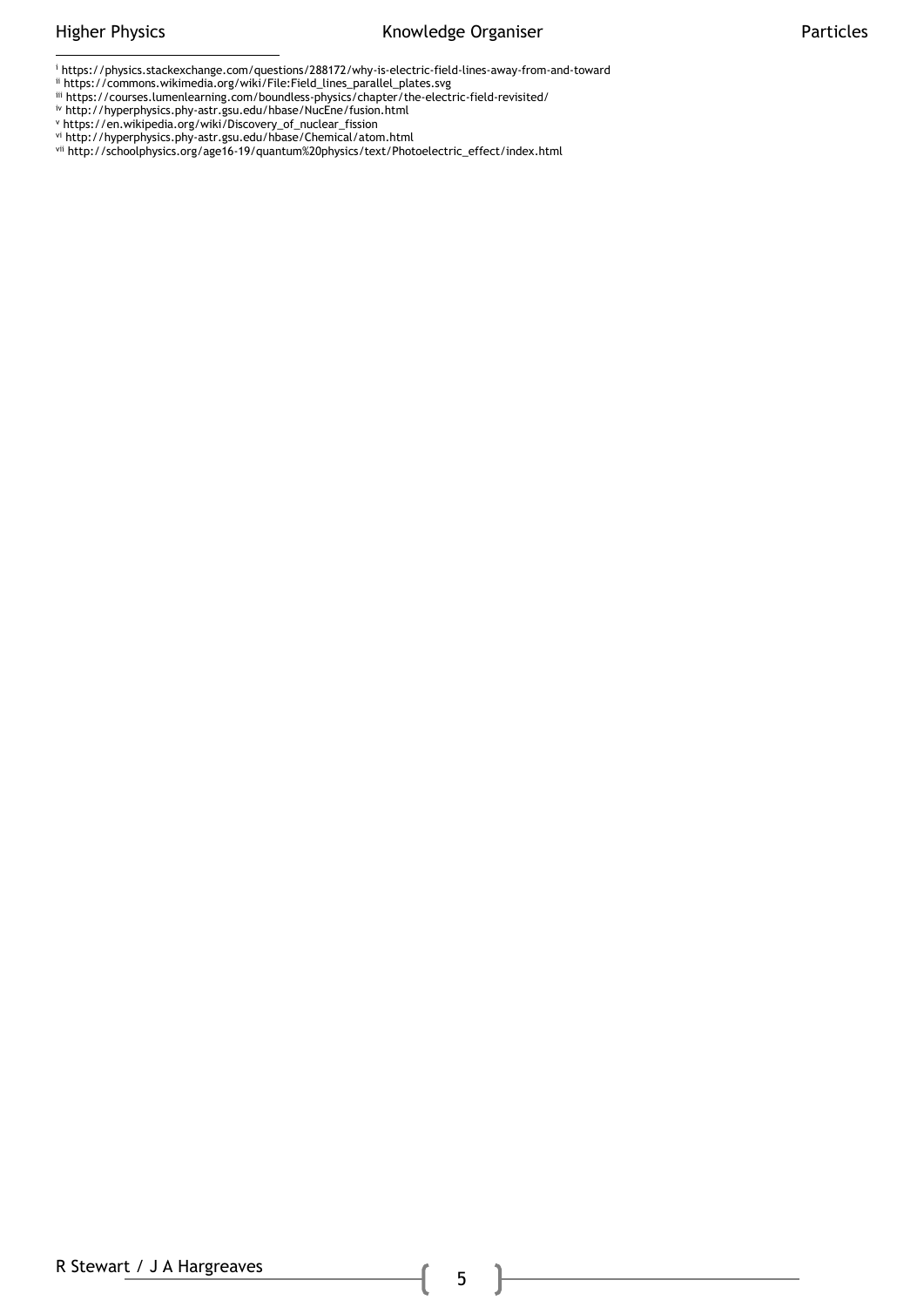[i] https://physics.stackexchange.com/questions/288172/why-is-electric-field-lines-away-from-and-toward

[ii] https://commons.wikimedia.org/wiki/File:Field_lines_parallel_plates.svg

[iii] https://courses.lumenlearning.com/boundless-physics/chapter/the-electric-field-revisited/

[iv] http://hyperphysics.phy-astr.gsu.edu/hbase/NucEne/fusion.html

[v] https://en.wikipedia.org/wiki/Discovery_of_nuclear_fission

[vi] http://hyperphysics.phy-astr.gsu.edu/hbase/Chemical/atom.html

[vii] http://schoolphysics.org/age16-19/quantum%20physics/text/Photoelectric_effect/index.html